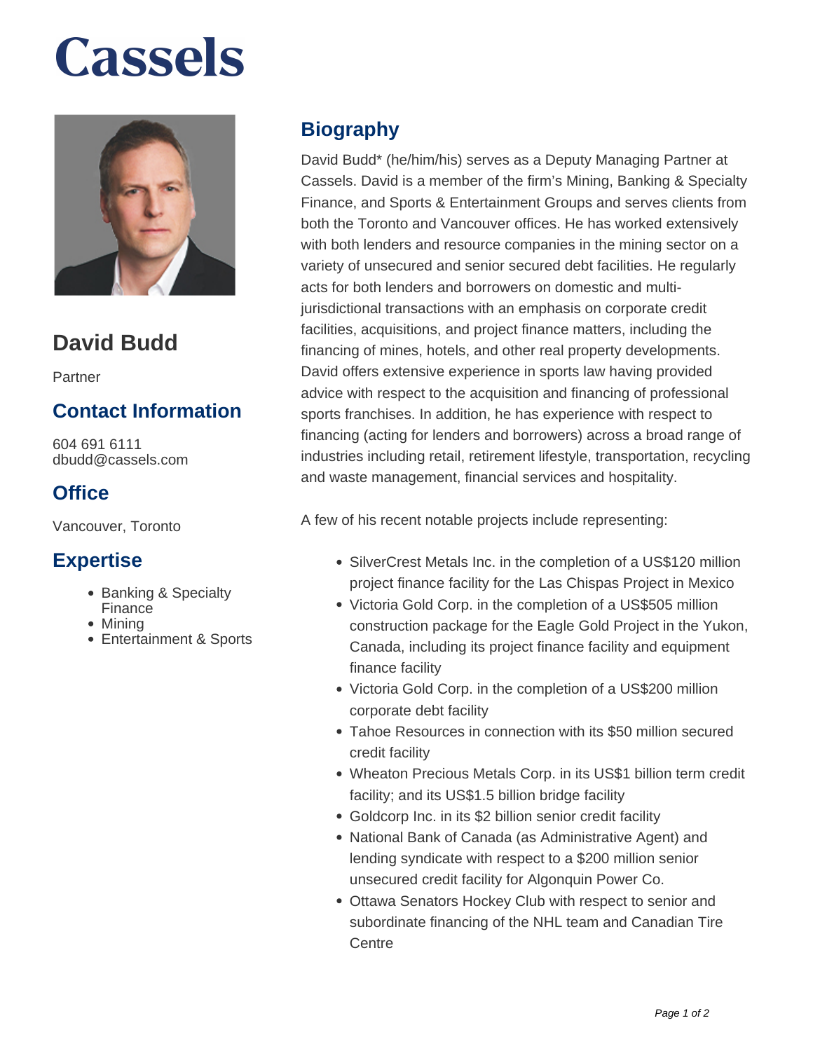# Cassels

## David Budd

Partner

### Contact Information

604 691 6111
dbudd@cassels.com

### Office

Vancouver, Toronto

### Expertise

- Banking & Specialty Finance
- Mining
- Entertainment & Sports

## Biography

David Budd* (he/him/his) serves as a Deputy Managing Partner at Cassels. David is a member of the firm's Mining, Banking & Specialty Finance, and Sports & Entertainment Groups and serves clients from both the Toronto and Vancouver offices. He has worked extensively with both lenders and resource companies in the mining sector on a variety of unsecured and senior secured debt facilities. He regularly acts for both lenders and borrowers on domestic and multi-jurisdictional transactions with an emphasis on corporate credit facilities, acquisitions, and project finance matters, including the financing of mines, hotels, and other real property developments. David offers extensive experience in sports law having provided advice with respect to the acquisition and financing of professional sports franchises. In addition, he has experience with respect to financing (acting for lenders and borrowers) across a broad range of industries including retail, retirement lifestyle, transportation, recycling and waste management, financial services and hospitality.

A few of his recent notable projects include representing:

- SilverCrest Metals Inc. in the completion of a US$120 million project finance facility for the Las Chispas Project in Mexico
- Victoria Gold Corp. in the completion of a US$505 million construction package for the Eagle Gold Project in the Yukon, Canada, including its project finance facility and equipment finance facility
- Victoria Gold Corp. in the completion of a US$200 million corporate debt facility
- Tahoe Resources in connection with its $50 million secured credit facility
- Wheaton Precious Metals Corp. in its US$1 billion term credit facility; and its US$1.5 billion bridge facility
- Goldcorp Inc. in its $2 billion senior credit facility
- National Bank of Canada (as Administrative Agent) and lending syndicate with respect to a $200 million senior unsecured credit facility for Algonquin Power Co.
- Ottawa Senators Hockey Club with respect to senior and subordinate financing of the NHL team and Canadian Tire Centre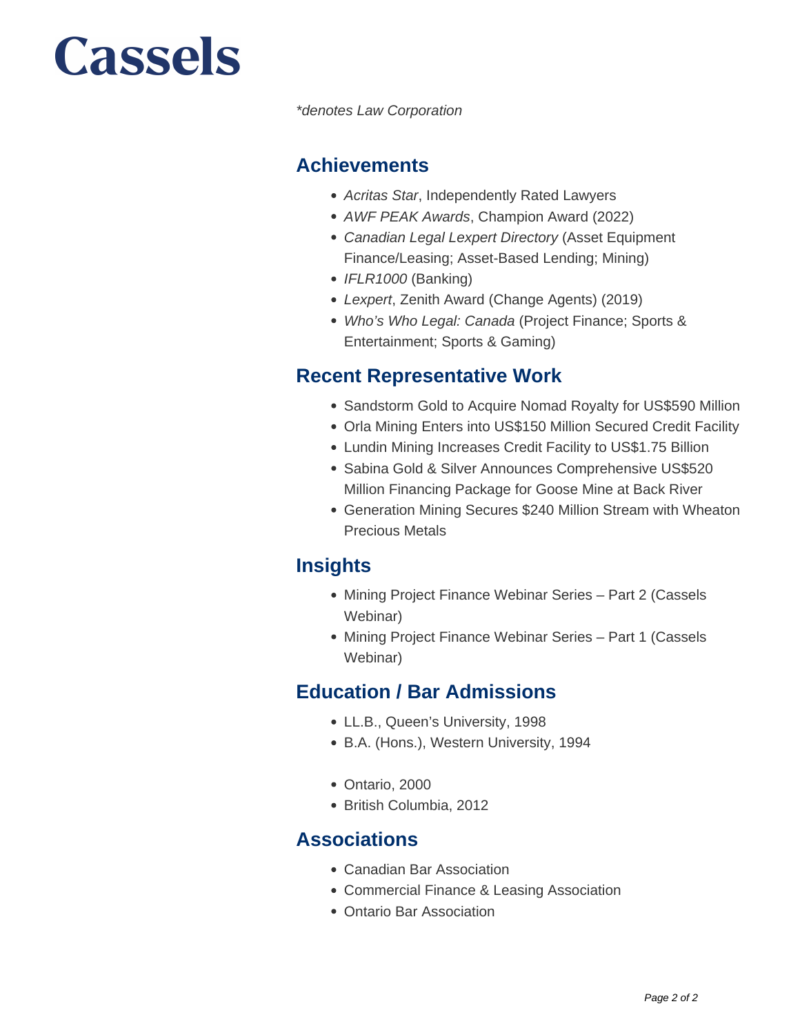*\*denotes Law Corporation*

## Achievements

- *Acritas Star*, Independently Rated Lawyers
- *AWF PEAK Awards*, Champion Award (2022)
- *Canadian Legal Lexpert Directory* (Asset Equipment Finance/Leasing; Asset-Based Lending; Mining)
- *IFLR1000* (Banking)
- *Lexpert*, Zenith Award (Change Agents) (2019)
- *Who's Who Legal: Canada* (Project Finance; Sports & Entertainment; Sports & Gaming)

## Recent Representative Work

- Sandstorm Gold to Acquire Nomad Royalty for US$590 Million
- Orla Mining Enters into US$150 Million Secured Credit Facility
- Lundin Mining Increases Credit Facility to US$1.75 Billion
- Sabina Gold & Silver Announces Comprehensive US$520 Million Financing Package for Goose Mine at Back River
- Generation Mining Secures $240 Million Stream with Wheaton Precious Metals

## Insights

- Mining Project Finance Webinar Series – Part 2 (Cassels Webinar)
- Mining Project Finance Webinar Series – Part 1 (Cassels Webinar)

## Education / Bar Admissions

- LL.B., Queen's University, 1998
- B.A. (Hons.), Western University, 1994

- Ontario, 2000
- British Columbia, 2012

## Associations

- Canadian Bar Association
- Commercial Finance & Leasing Association
- Ontario Bar Association